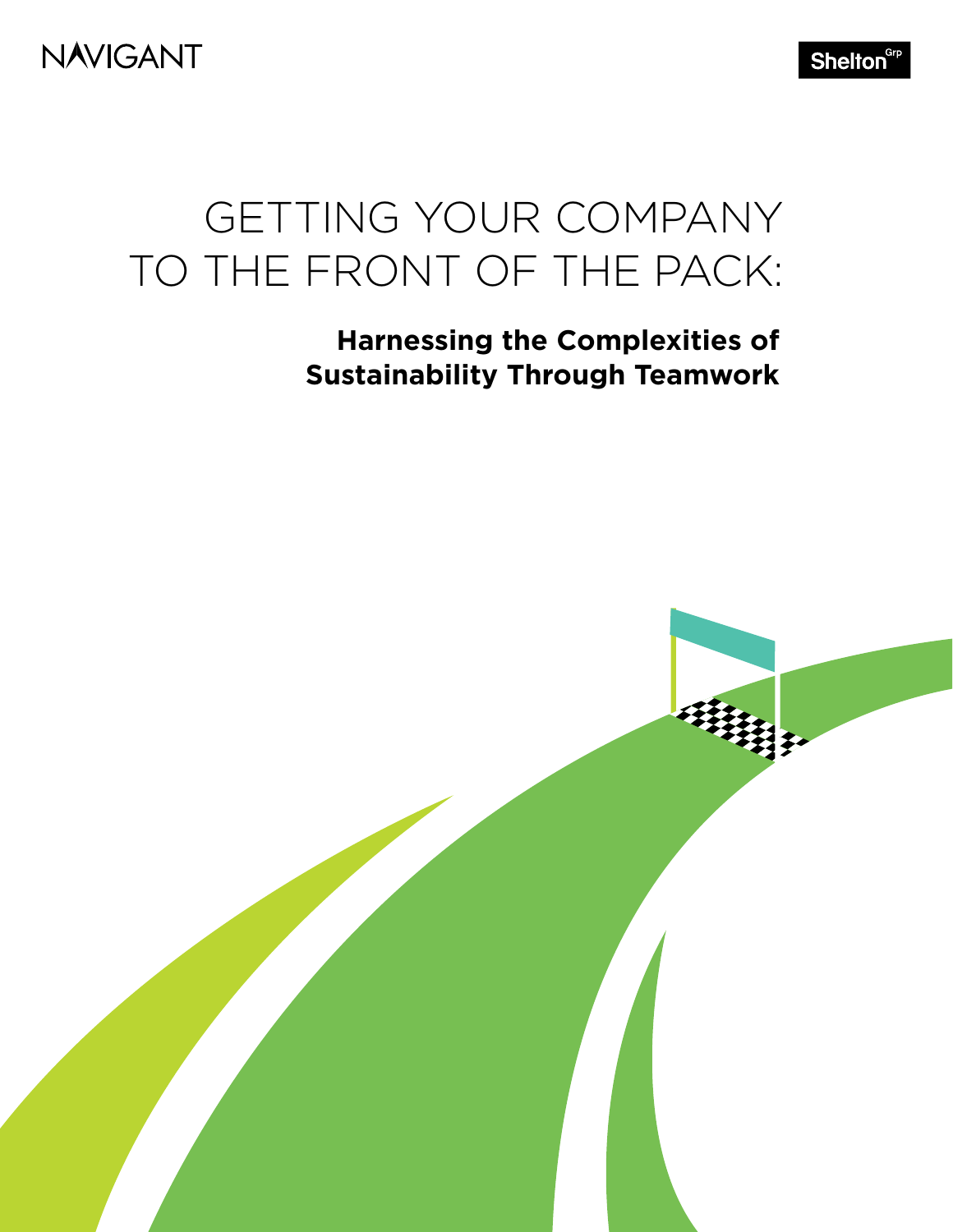NAVIGANT

Shelton Grp

# GETTING YOUR COMPANY TO THE FRONT OF THE PACK:

## Harnessing the Complexities of Sustainability Through Teamwork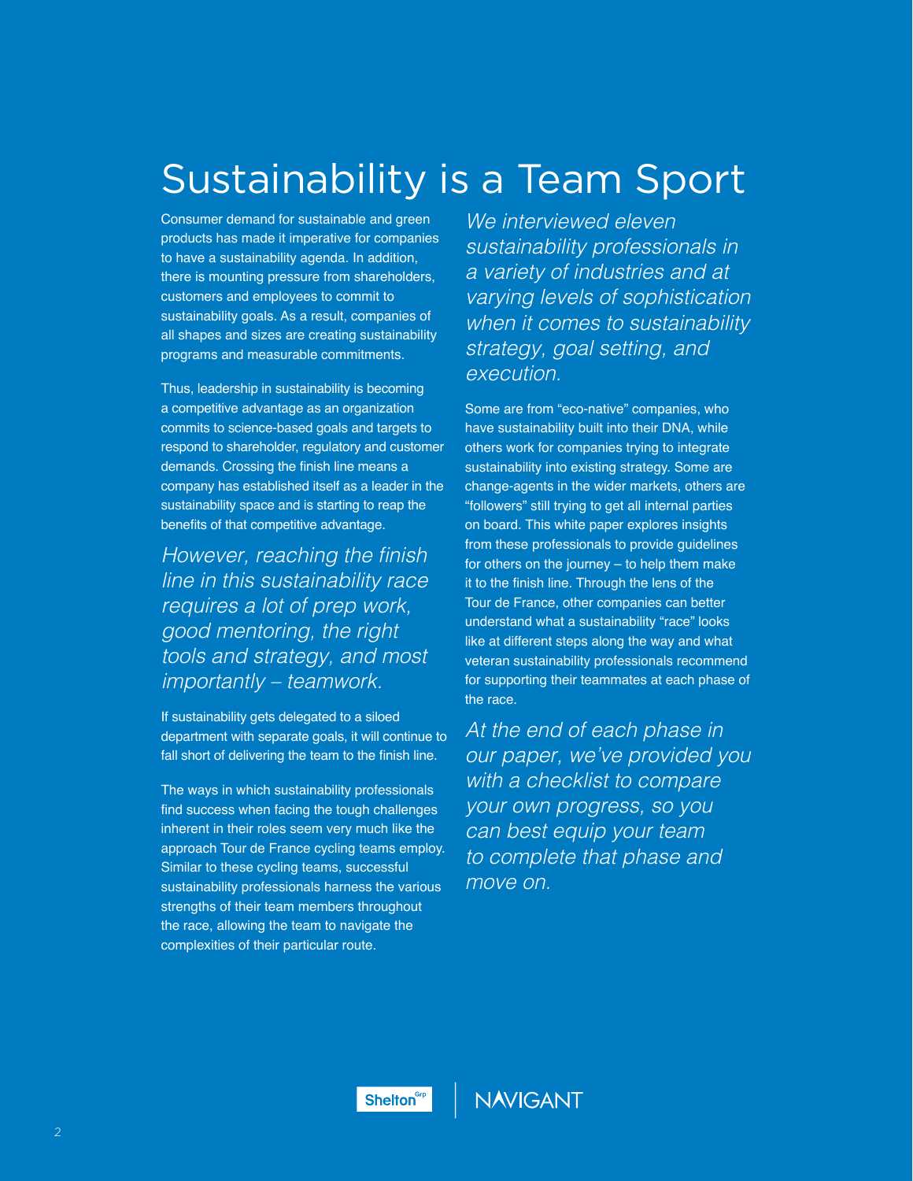# Sustainability is a Team Sport

Consumer demand for sustainable and green products has made it imperative for companies to have a sustainability agenda. In addition, there is mounting pressure from shareholders, customers and employees to commit to sustainability goals. As a result, companies of all shapes and sizes are creating sustainability programs and measurable commitments.

Thus, leadership in sustainability is becoming a competitive advantage as an organization commits to science-based goals and targets to respond to shareholder, regulatory and customer demands. Crossing the finish line means a company has established itself as a leader in the sustainability space and is starting to reap the benefits of that competitive advantage.

*However, reaching the finish line in this sustainability race requires a lot of prep work, good mentoring, the right tools and strategy, and most importantly – teamwork.*

If sustainability gets delegated to a siloed department with separate goals, it will continue to fall short of delivering the team to the finish line.

The ways in which sustainability professionals find success when facing the tough challenges inherent in their roles seem very much like the approach Tour de France cycling teams employ. Similar to these cycling teams, successful sustainability professionals harness the various strengths of their team members throughout the race, allowing the team to navigate the complexities of their particular route.

*We interviewed eleven sustainability professionals in a variety of industries and at varying levels of sophistication when it comes to sustainability strategy, goal setting, and execution.*

Some are from "eco-native" companies, who have sustainability built into their DNA, while others work for companies trying to integrate sustainability into existing strategy. Some are change-agents in the wider markets, others are "followers" still trying to get all internal parties on board. This white paper explores insights from these professionals to provide guidelines for others on the journey – to help them make it to the finish line. Through the lens of the Tour de France, other companies can better understand what a sustainability "race" looks like at different steps along the way and what veteran sustainability professionals recommend for supporting their teammates at each phase of the race.

*At the end of each phase in our paper, we've provided you with a checklist to compare your own progress, so you can best equip your team to complete that phase and move on.*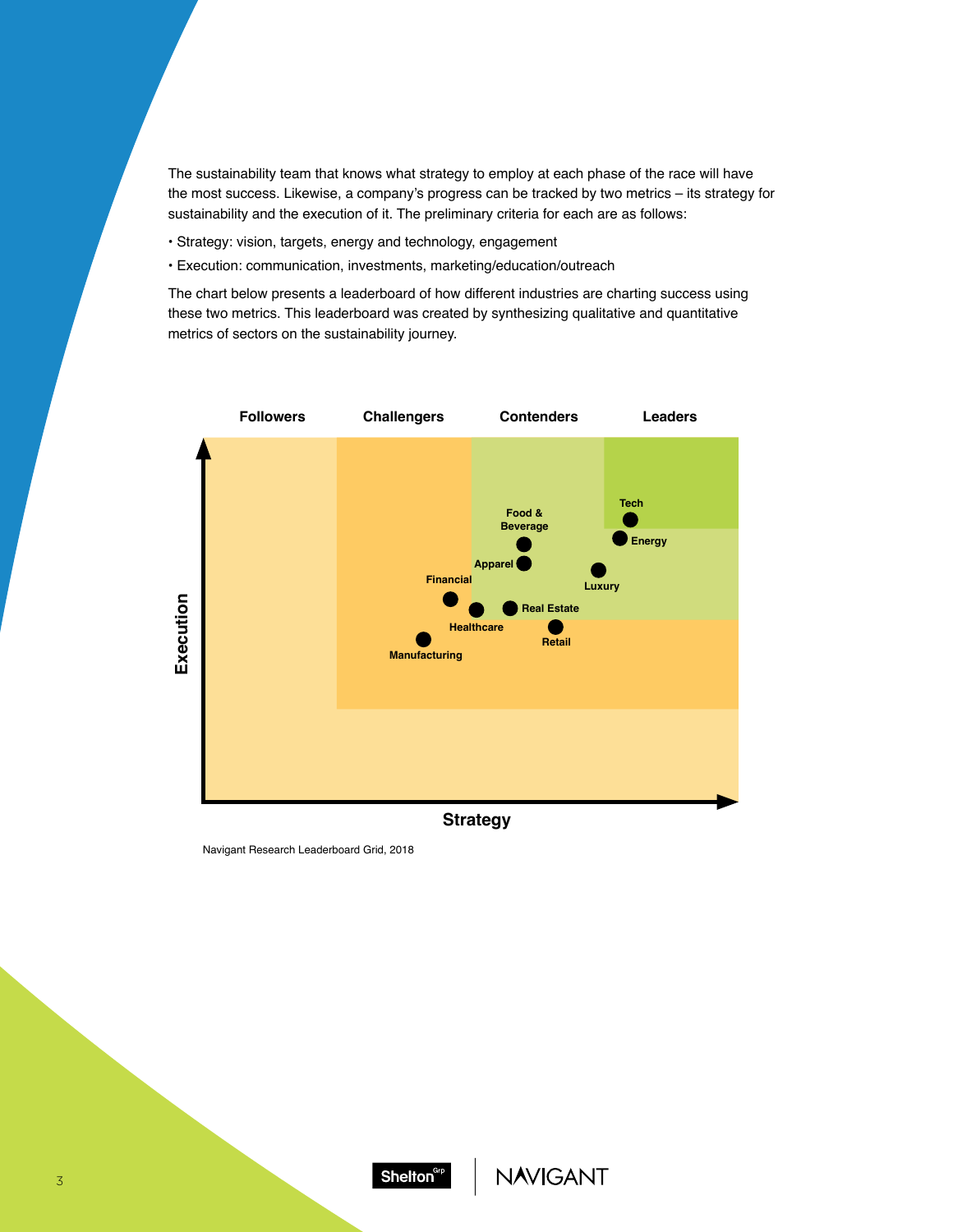The sustainability team that knows what strategy to employ at each phase of the race will have the most success. Likewise, a company's progress can be tracked by two metrics – its strategy for sustainability and the execution of it. The preliminary criteria for each are as follows:

- Strategy: vision, targets, energy and technology, engagement
- Execution: communication, investments, marketing/education/outreach

The chart below presents a leaderboard of how different industries are charting success using these two metrics. This leaderboard was created by synthesizing qualitative and quantitative metrics of sectors on the sustainability journey.

Followers | Challengers | Contenders | Leaders

Tech, Energy, Food & Beverage, Apparel, Luxury, Financial, Real Estate, Healthcare, Retail, Manufacturing

Execution

Strategy

Navigant Research Leaderboard Grid, 2018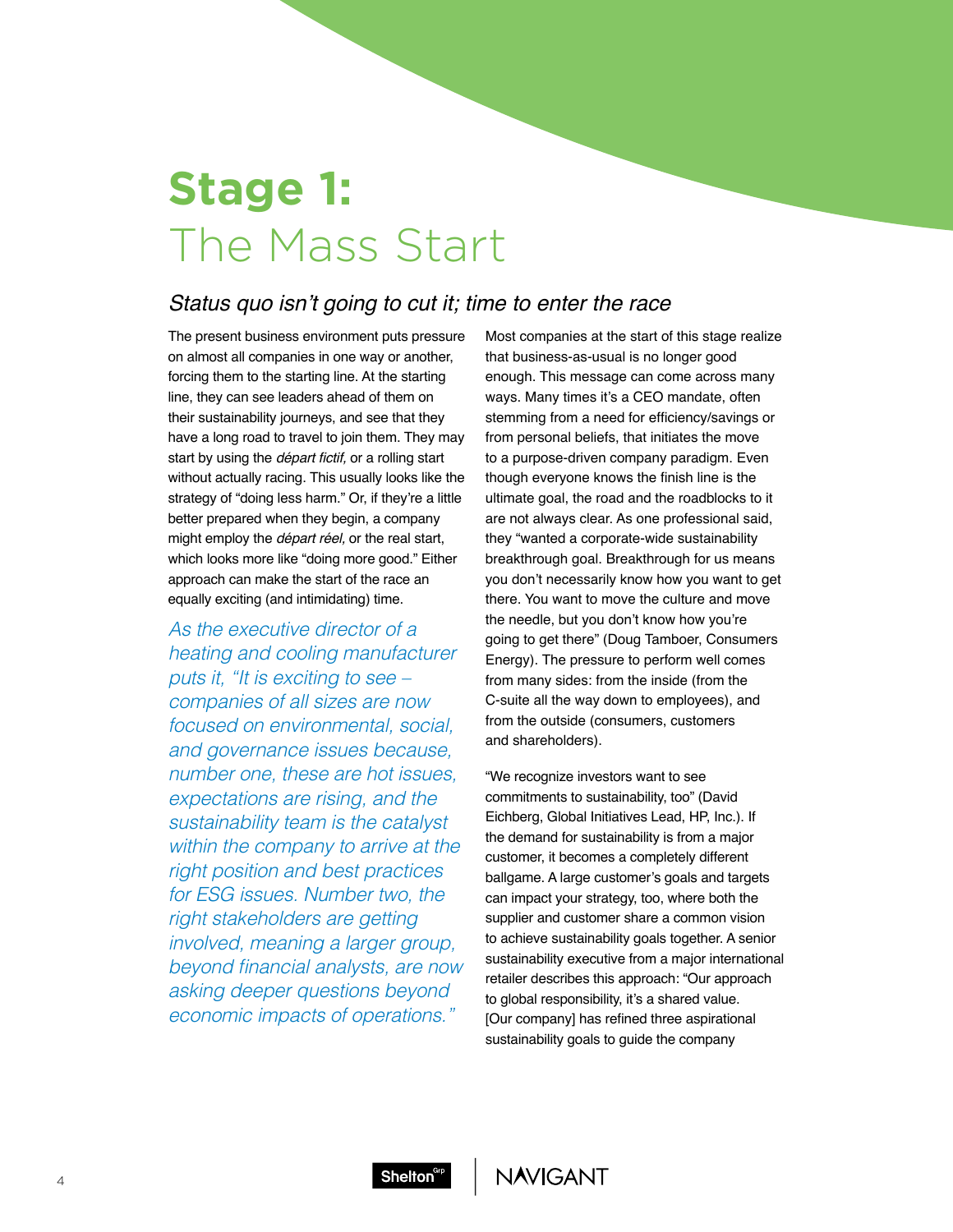# **Stage 1:** The Mass Start

## *Status quo isn't going to cut it; time to enter the race*

The present business environment puts pressure on almost all companies in one way or another, forcing them to the starting line. At the starting line, they can see leaders ahead of them on their sustainability journeys, and see that they have a long road to travel to join them. They may start by using the *départ fictif,* or a rolling start without actually racing. This usually looks like the strategy of "doing less harm." Or, if they're a little better prepared when they begin, a company might employ the *départ réel,* or the real start, which looks more like "doing more good." Either approach can make the start of the race an equally exciting (and intimidating) time.

*As the executive director of a heating and cooling manufacturer puts it, "It is exciting to see – companies of all sizes are now focused on environmental, social, and governance issues because, number one, these are hot issues, expectations are rising, and the sustainability team is the catalyst within the company to arrive at the right position and best practices for ESG issues. Number two, the right stakeholders are getting involved, meaning a larger group, beyond financial analysts, are now asking deeper questions beyond economic impacts of operations."*

Most companies at the start of this stage realize that business-as-usual is no longer good enough. This message can come across many ways. Many times it's a CEO mandate, often stemming from a need for efficiency/savings or from personal beliefs, that initiates the move to a purpose-driven company paradigm. Even though everyone knows the finish line is the ultimate goal, the road and the roadblocks to it are not always clear. As one professional said, they "wanted a corporate-wide sustainability breakthrough goal. Breakthrough for us means you don't necessarily know how you want to get there. You want to move the culture and move the needle, but you don't know how you're going to get there" (Doug Tamboer, Consumers Energy). The pressure to perform well comes from many sides: from the inside (from the C-suite all the way down to employees), and from the outside (consumers, customers and shareholders).

"We recognize investors want to see commitments to sustainability, too" (David Eichberg, Global Initiatives Lead, HP, Inc.). If the demand for sustainability is from a major customer, it becomes a completely different ballgame. A large customer's goals and targets can impact your strategy, too, where both the supplier and customer share a common vision to achieve sustainability goals together. A senior sustainability executive from a major international retailer describes this approach: "Our approach to global responsibility, it's a shared value. [Our company] has refined three aspirational sustainability goals to guide the company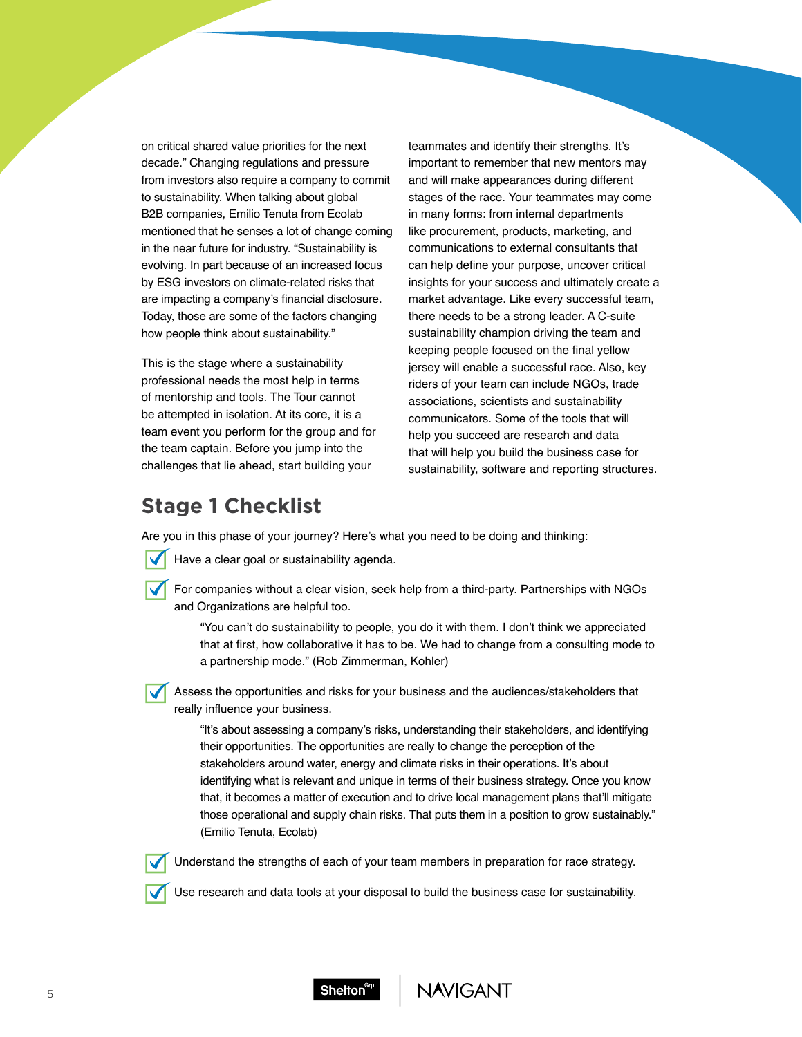on critical shared value priorities for the next decade." Changing regulations and pressure from investors also require a company to commit to sustainability. When talking about global B2B companies, Emilio Tenuta from Ecolab mentioned that he senses a lot of change coming in the near future for industry. "Sustainability is evolving. In part because of an increased focus by ESG investors on climate-related risks that are impacting a company's financial disclosure. Today, those are some of the factors changing how people think about sustainability."

This is the stage where a sustainability professional needs the most help in terms of mentorship and tools. The Tour cannot be attempted in isolation. At its core, it is a team event you perform for the group and for the team captain. Before you jump into the challenges that lie ahead, start building your teammates and identify their strengths. It's important to remember that new mentors may and will make appearances during different stages of the race. Your teammates may come in many forms: from internal departments like procurement, products, marketing, and communications to external consultants that can help define your purpose, uncover critical insights for your success and ultimately create a market advantage. Like every successful team, there needs to be a strong leader. A C-suite sustainability champion driving the team and keeping people focused on the final yellow jersey will enable a successful race. Also, key riders of your team can include NGOs, trade associations, scientists and sustainability communicators. Some of the tools that will help you succeed are research and data that will help you build the business case for sustainability, software and reporting structures.

## Stage 1 Checklist

Are you in this phase of your journey? Here's what you need to be doing and thinking:

- ☑ Have a clear goal or sustainability agenda.
- ☑ For companies without a clear vision, seek help from a third-party. Partnerships with NGOs and Organizations are helpful too.

  > "You can't do sustainability to people, you do it with them. I don't think we appreciated that at first, how collaborative it has to be. We had to change from a consulting mode to a partnership mode." (Rob Zimmerman, Kohler)

- ☑ Assess the opportunities and risks for your business and the audiences/stakeholders that really influence your business.

  > "It's about assessing a company's risks, understanding their stakeholders, and identifying their opportunities. The opportunities are really to change the perception of the stakeholders around water, energy and climate risks in their operations. It's about identifying what is relevant and unique in terms of their business strategy. Once you know that, it becomes a matter of execution and to drive local management plans that'll mitigate those operational and supply chain risks. That puts them in a position to grow sustainably." (Emilio Tenuta, Ecolab)

- ☑ Understand the strengths of each of your team members in preparation for race strategy.
- ☑ Use research and data tools at your disposal to build the business case for sustainability.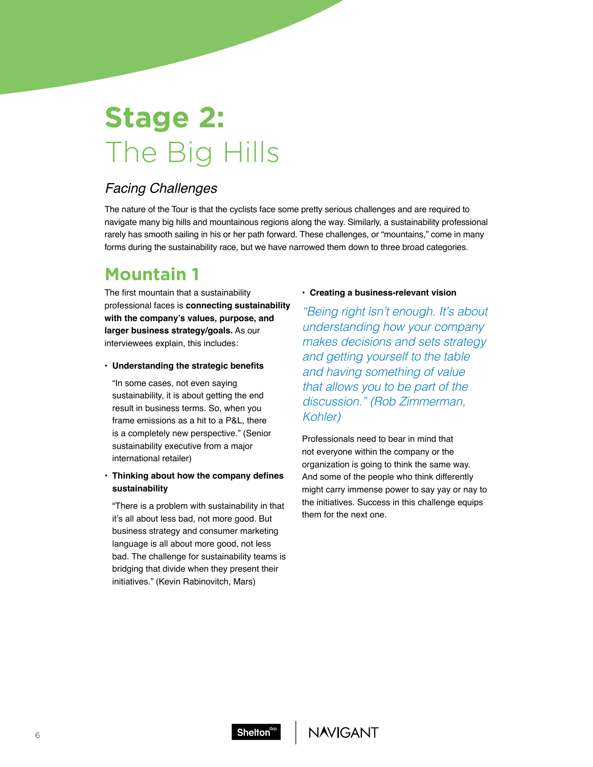# Stage 2: The Big Hills

### *Facing Challenges*

The nature of the Tour is that the cyclists face some pretty serious challenges and are required to navigate many big hills and mountainous regions along the way. Similarly, a sustainability professional rarely has smooth sailing in his or her path forward. These challenges, or "mountains," come in many forms during the sustainability race, but we have narrowed them down to three broad categories.

## Mountain 1

The first mountain that a sustainability professional faces is **connecting sustainability with the company's values, purpose, and larger business strategy/goals.** As our interviewees explain, this includes:

- **Understanding the strategic benefits**

  "In some cases, not even saying sustainability, it is about getting the end result in business terms. So, when you frame emissions as a hit to a P&L, there is a completely new perspective." (Senior sustainability executive from a major international retailer)

- **Thinking about how the company defines sustainability**

  "There is a problem with sustainability in that it's all about less bad, not more good. But business strategy and consumer marketing language is all about more good, not less bad. The challenge for sustainability teams is bridging that divide when they present their initiatives." (Kevin Rabinovitch, Mars)

- **Creating a business-relevant vision**

  *"Being right isn't enough. It's about understanding how your company makes decisions and sets strategy and getting yourself to the table and having something of value that allows you to be part of the discussion." (Rob Zimmerman, Kohler)*

Professionals need to bear in mind that not everyone within the company or the organization is going to think the same way. And some of the people who think differently might carry immense power to say yay or nay to the initiatives. Success in this challenge equips them for the next one.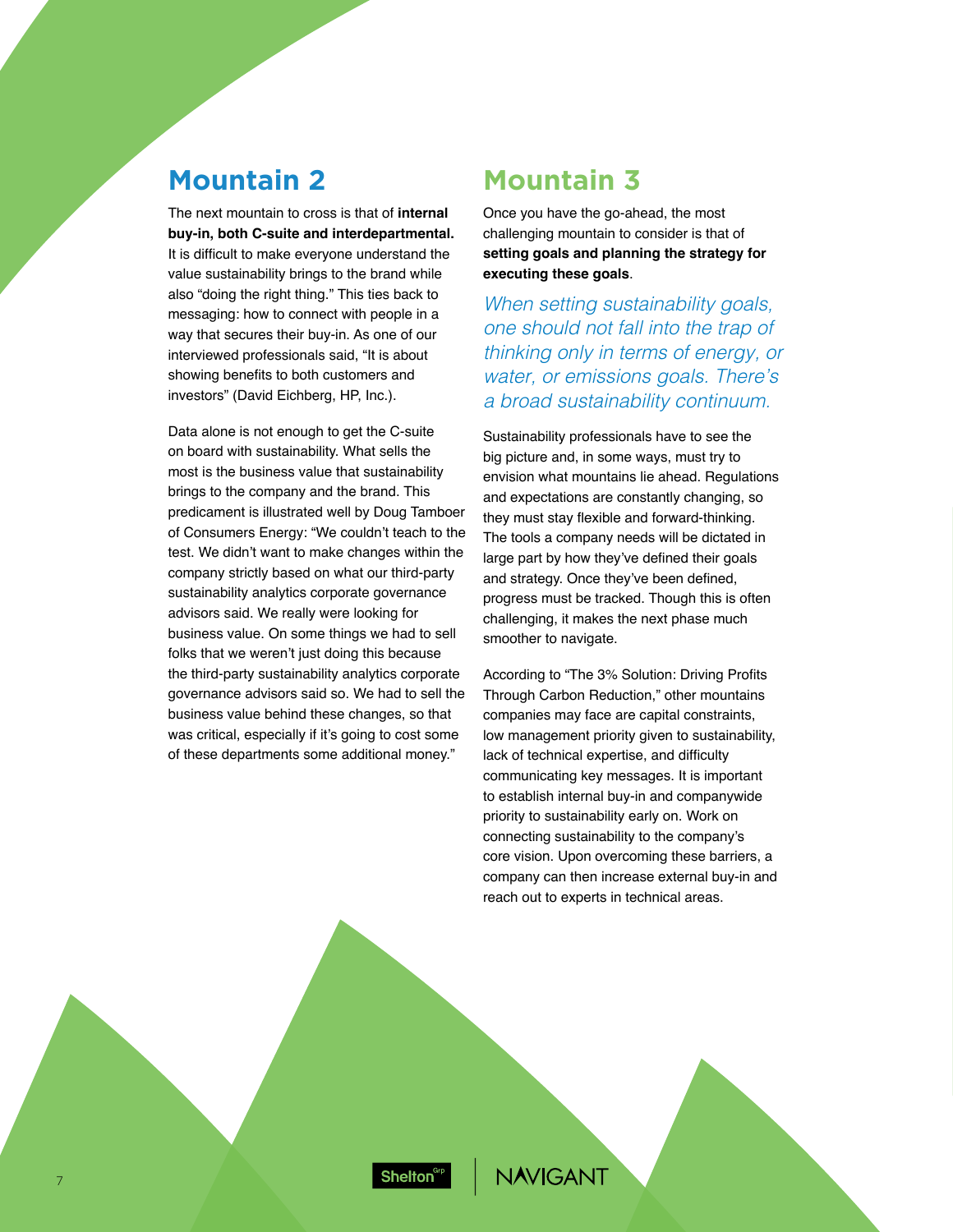## Mountain 2

The next mountain to cross is that of **internal buy-in, both C-suite and interdepartmental.** It is difficult to make everyone understand the value sustainability brings to the brand while also "doing the right thing." This ties back to messaging: how to connect with people in a way that secures their buy-in. As one of our interviewed professionals said, "It is about showing benefits to both customers and investors" (David Eichberg, HP, Inc.).

Data alone is not enough to get the C-suite on board with sustainability. What sells the most is the business value that sustainability brings to the company and the brand. This predicament is illustrated well by Doug Tamboer of Consumers Energy: "We couldn't teach to the test. We didn't want to make changes within the company strictly based on what our third-party sustainability analytics corporate governance advisors said. We really were looking for business value. On some things we had to sell folks that we weren't just doing this because the third-party sustainability analytics corporate governance advisors said so. We had to sell the business value behind these changes, so that was critical, especially if it's going to cost some of these departments some additional money."

## Mountain 3

Once you have the go-ahead, the most challenging mountain to consider is that of **setting goals and planning the strategy for executing these goals**.

*When setting sustainability goals, one should not fall into the trap of thinking only in terms of energy, or water, or emissions goals. There's a broad sustainability continuum.*

Sustainability professionals have to see the big picture and, in some ways, must try to envision what mountains lie ahead. Regulations and expectations are constantly changing, so they must stay flexible and forward-thinking. The tools a company needs will be dictated in large part by how they've defined their goals and strategy. Once they've been defined, progress must be tracked. Though this is often challenging, it makes the next phase much smoother to navigate.

According to "The 3% Solution: Driving Profits Through Carbon Reduction," other mountains companies may face are capital constraints, low management priority given to sustainability, lack of technical expertise, and difficulty communicating key messages. It is important to establish internal buy-in and companywide priority to sustainability early on. Work on connecting sustainability to the company's core vision. Upon overcoming these barriers, a company can then increase external buy-in and reach out to experts in technical areas.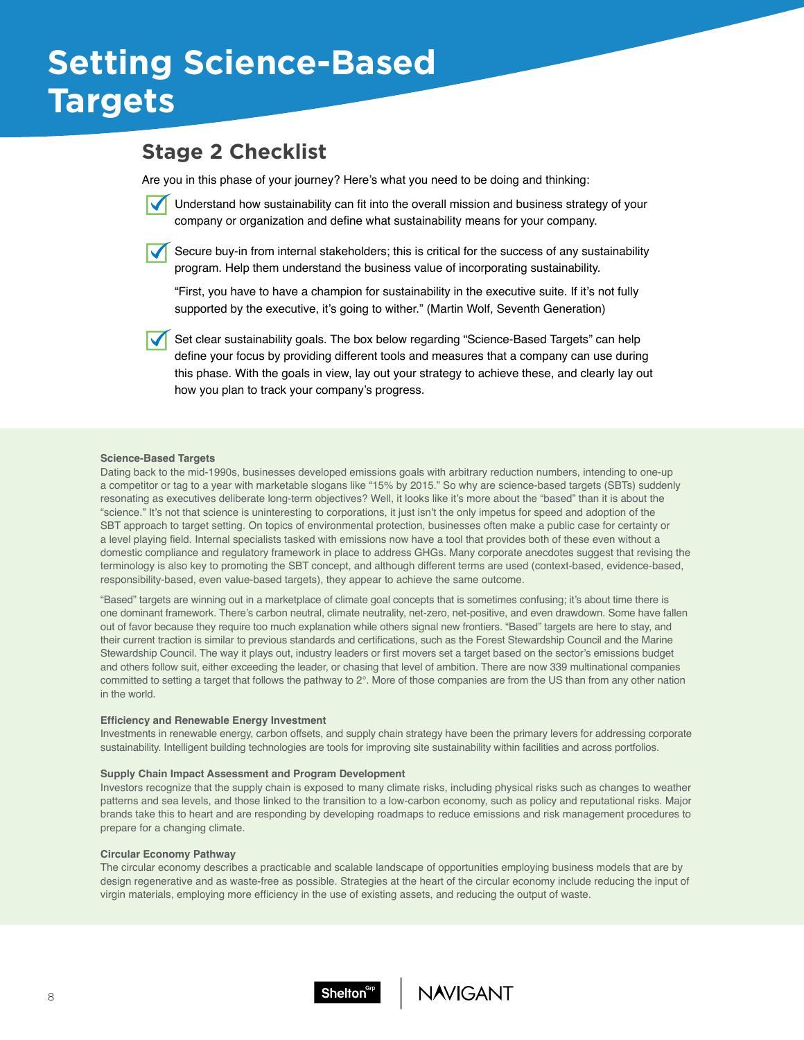# Setting Science-Based Targets

## Stage 2 Checklist

Are you in this phase of your journey? Here's what you need to be doing and thinking:

- ☑ Understand how sustainability can fit into the overall mission and business strategy of your company or organization and define what sustainability means for your company.

- ☑ Secure buy-in from internal stakeholders; this is critical for the success of any sustainability program. Help them understand the business value of incorporating sustainability.

  "First, you have to have a champion for sustainability in the executive suite. If it's not fully supported by the executive, it's going to wither." (Martin Wolf, Seventh Generation)

- ☑ Set clear sustainability goals. The box below regarding "Science-Based Targets" can help define your focus by providing different tools and measures that a company can use during this phase. With the goals in view, lay out your strategy to achieve these, and clearly lay out how you plan to track your company's progress.

**Science-Based Targets**

Dating back to the mid-1990s, businesses developed emissions goals with arbitrary reduction numbers, intending to one-up a competitor or tag to a year with marketable slogans like "15% by 2015." So why are science-based targets (SBTs) suddenly resonating as executives deliberate long-term objectives? Well, it looks like it's more about the "based" than it is about the "science." It's not that science is uninteresting to corporations, it just isn't the only impetus for speed and adoption of the SBT approach to target setting. On topics of environmental protection, businesses often make a public case for certainty or a level playing field. Internal specialists tasked with emissions now have a tool that provides both of these even without a domestic compliance and regulatory framework in place to address GHGs. Many corporate anecdotes suggest that revising the terminology is also key to promoting the SBT concept, and although different terms are used (context-based, evidence-based, responsibility-based, even value-based targets), they appear to achieve the same outcome.

"Based" targets are winning out in a marketplace of climate goal concepts that is sometimes confusing; it's about time there is one dominant framework. There's carbon neutral, climate neutrality, net-zero, net-positive, and even drawdown. Some have fallen out of favor because they require too much explanation while others signal new frontiers. "Based" targets are here to stay, and their current traction is similar to previous standards and certifications, such as the Forest Stewardship Council and the Marine Stewardship Council. The way it plays out, industry leaders or first movers set a target based on the sector's emissions budget and others follow suit, either exceeding the leader, or chasing that level of ambition. There are now 339 multinational companies committed to setting a target that follows the pathway to 2°. More of those companies are from the US than from any other nation in the world.

**Efficiency and Renewable Energy Investment**

Investments in renewable energy, carbon offsets, and supply chain strategy have been the primary levers for addressing corporate sustainability. Intelligent building technologies are tools for improving site sustainability within facilities and across portfolios.

**Supply Chain Impact Assessment and Program Development**

Investors recognize that the supply chain is exposed to many climate risks, including physical risks such as changes to weather patterns and sea levels, and those linked to the transition to a low-carbon economy, such as policy and reputational risks. Major brands take this to heart and are responding by developing roadmaps to reduce emissions and risk management procedures to prepare for a changing climate.

**Circular Economy Pathway**

The circular economy describes a practicable and scalable landscape of opportunities employing business models that are by design regenerative and as waste-free as possible. Strategies at the heart of the circular economy include reducing the input of virgin materials, employing more efficiency in the use of existing assets, and reducing the output of waste.

SheltonGrp | NAVIGANT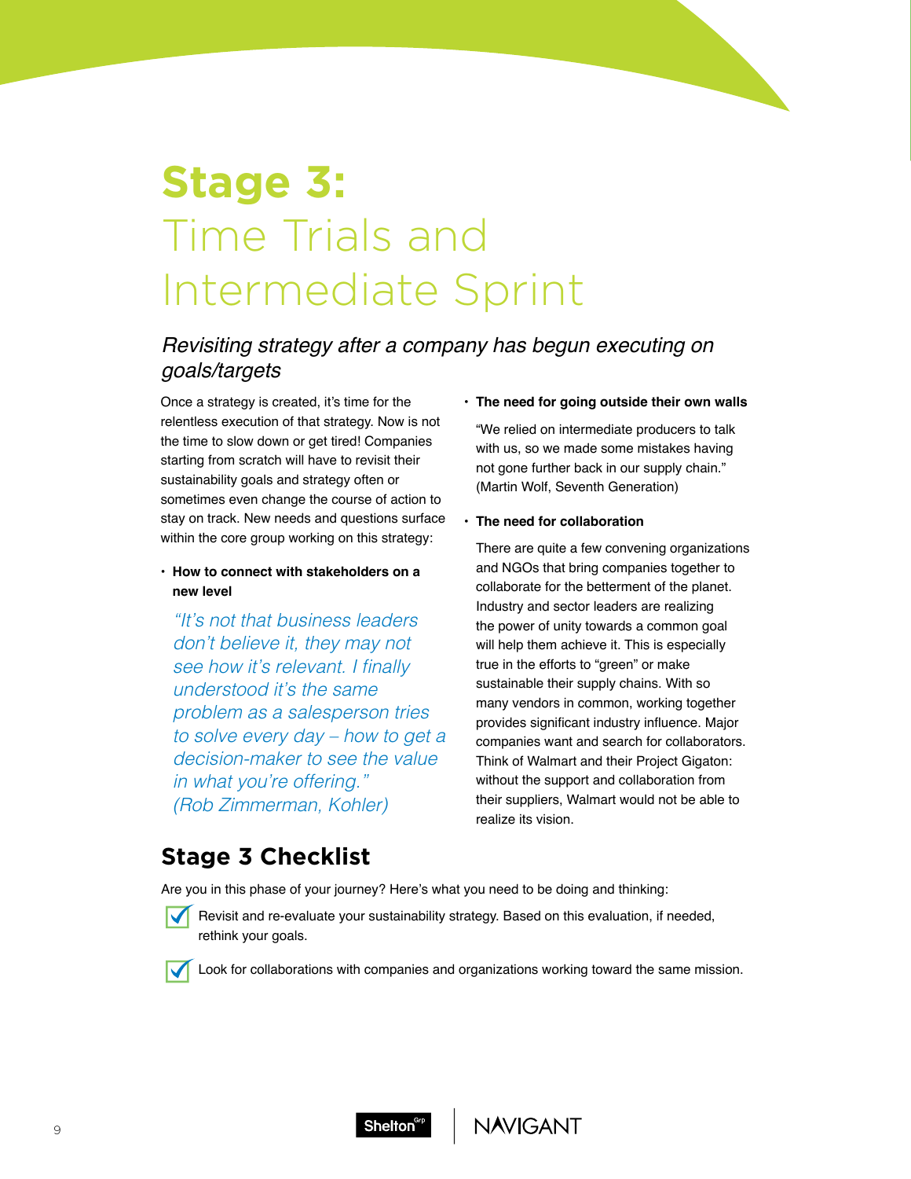# Stage 3: Time Trials and Intermediate Sprint

*Revisiting strategy after a company has begun executing on goals/targets*

Once a strategy is created, it's time for the relentless execution of that strategy. Now is not the time to slow down or get tired! Companies starting from scratch will have to revisit their sustainability goals and strategy often or sometimes even change the course of action to stay on track. New needs and questions surface within the core group working on this strategy:

- **How to connect with stakeholders on a new level**

  *"It's not that business leaders don't believe it, they may not see how it's relevant. I finally understood it's the same problem as a salesperson tries to solve every day – how to get a decision-maker to see the value in what you're offering." (Rob Zimmerman, Kohler)*

- **The need for going outside their own walls**

  "We relied on intermediate producers to talk with us, so we made some mistakes having not gone further back in our supply chain." (Martin Wolf, Seventh Generation)

- **The need for collaboration**

  There are quite a few convening organizations and NGOs that bring companies together to collaborate for the betterment of the planet. Industry and sector leaders are realizing the power of unity towards a common goal will help them achieve it. This is especially true in the efforts to "green" or make sustainable their supply chains. With so many vendors in common, working together provides significant industry influence. Major companies want and search for collaborators. Think of Walmart and their Project Gigaton: without the support and collaboration from their suppliers, Walmart would not be able to realize its vision.

## Stage 3 Checklist

Are you in this phase of your journey? Here's what you need to be doing and thinking:

- ☑ Revisit and re-evaluate your sustainability strategy. Based on this evaluation, if needed, rethink your goals.
- ☑ Look for collaborations with companies and organizations working toward the same mission.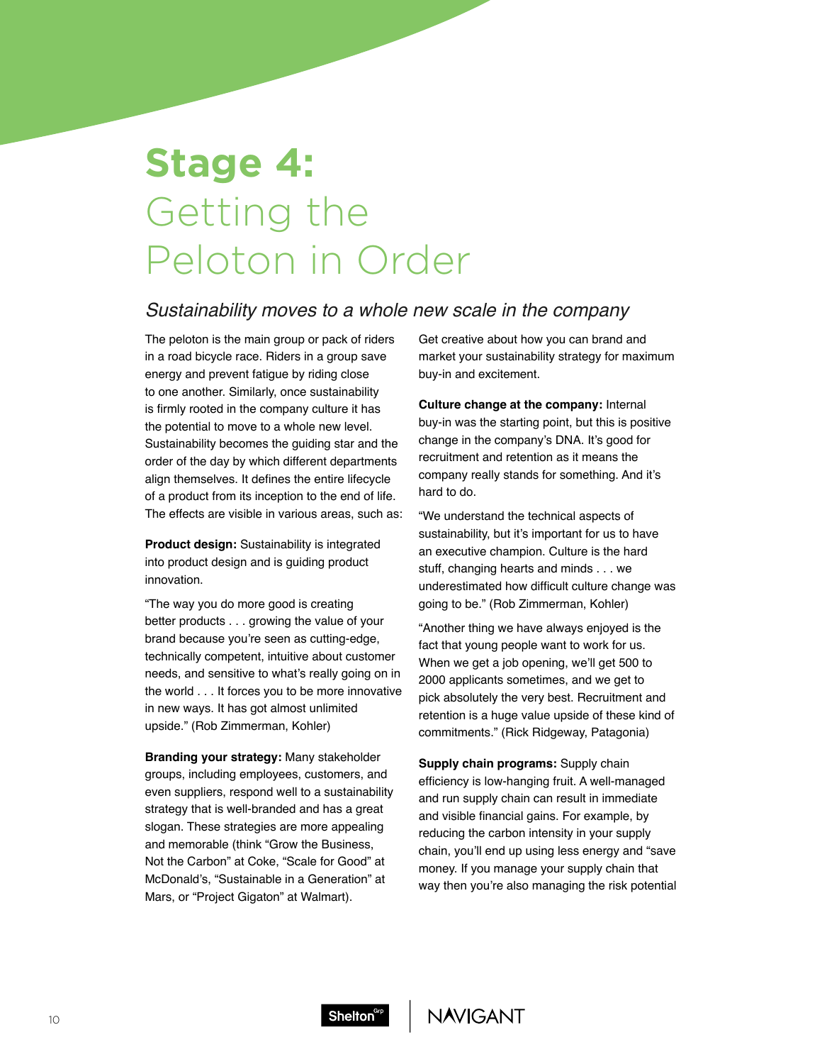# Stage 4: Getting the Peloton in Order

*Sustainability moves to a whole new scale in the company*

The peloton is the main group or pack of riders in a road bicycle race. Riders in a group save energy and prevent fatigue by riding close to one another. Similarly, once sustainability is firmly rooted in the company culture it has the potential to move to a whole new level. Sustainability becomes the guiding star and the order of the day by which different departments align themselves. It defines the entire lifecycle of a product from its inception to the end of life. The effects are visible in various areas, such as:

**Product design:** Sustainability is integrated into product design and is guiding product innovation.

"The way you do more good is creating better products . . . growing the value of your brand because you're seen as cutting-edge, technically competent, intuitive about customer needs, and sensitive to what's really going on in the world . . . It forces you to be more innovative in new ways. It has got almost unlimited upside." (Rob Zimmerman, Kohler)

**Branding your strategy:** Many stakeholder groups, including employees, customers, and even suppliers, respond well to a sustainability strategy that is well-branded and has a great slogan. These strategies are more appealing and memorable (think "Grow the Business, Not the Carbon" at Coke, "Scale for Good" at McDonald's, "Sustainable in a Generation" at Mars, or "Project Gigaton" at Walmart). Get creative about how you can brand and market your sustainability strategy for maximum buy-in and excitement.

**Culture change at the company:** Internal buy-in was the starting point, but this is positive change in the company's DNA. It's good for recruitment and retention as it means the company really stands for something. And it's hard to do.

"We understand the technical aspects of sustainability, but it's important for us to have an executive champion. Culture is the hard stuff, changing hearts and minds . . . we underestimated how difficult culture change was going to be." (Rob Zimmerman, Kohler)

"Another thing we have always enjoyed is the fact that young people want to work for us. When we get a job opening, we'll get 500 to 2000 applicants sometimes, and we get to pick absolutely the very best. Recruitment and retention is a huge value upside of these kind of commitments." (Rick Ridgeway, Patagonia)

**Supply chain programs:** Supply chain efficiency is low-hanging fruit. A well-managed and run supply chain can result in immediate and visible financial gains. For example, by reducing the carbon intensity in your supply chain, you'll end up using less energy and "save money. If you manage your supply chain that way then you're also managing the risk potential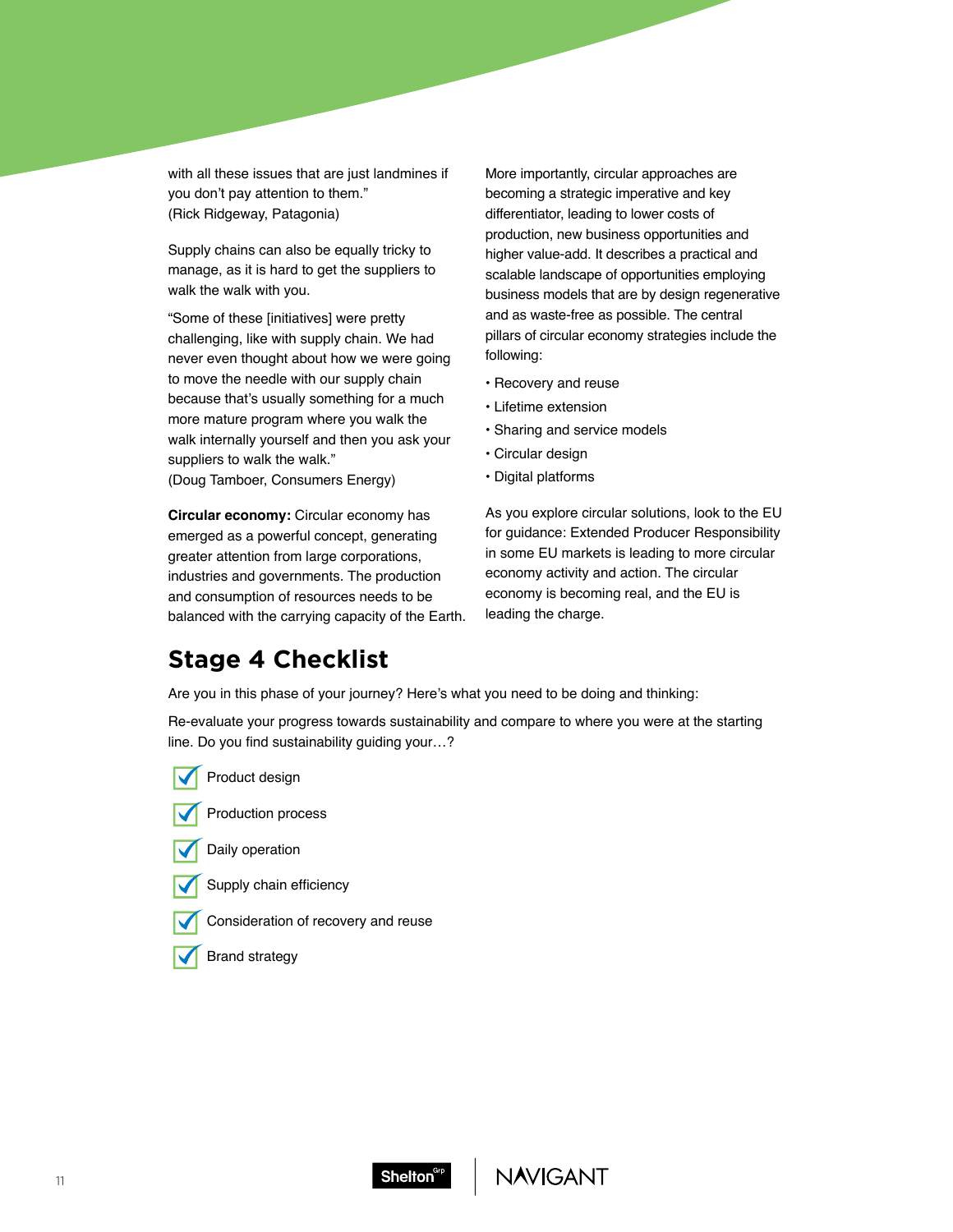with all these issues that are just landmines if you don't pay attention to them."
(Rick Ridgeway, Patagonia)

Supply chains can also be equally tricky to manage, as it is hard to get the suppliers to walk the walk with you.

"Some of these [initiatives] were pretty challenging, like with supply chain. We had never even thought about how we were going to move the needle with our supply chain because that's usually something for a much more mature program where you walk the walk internally yourself and then you ask your suppliers to walk the walk."
(Doug Tamboer, Consumers Energy)

**Circular economy:** Circular economy has emerged as a powerful concept, generating greater attention from large corporations, industries and governments. The production and consumption of resources needs to be balanced with the carrying capacity of the Earth.

More importantly, circular approaches are becoming a strategic imperative and key differentiator, leading to lower costs of production, new business opportunities and higher value-add. It describes a practical and scalable landscape of opportunities employing business models that are by design regenerative and as waste-free as possible. The central pillars of circular economy strategies include the following:

- Recovery and reuse
- Lifetime extension
- Sharing and service models
- Circular design
- Digital platforms

As you explore circular solutions, look to the EU for guidance: Extended Producer Responsibility in some EU markets is leading to more circular economy activity and action. The circular economy is becoming real, and the EU is leading the charge.

## Stage 4 Checklist

Are you in this phase of your journey? Here's what you need to be doing and thinking:

Re-evaluate your progress towards sustainability and compare to where you were at the starting line. Do you find sustainability guiding your…?

- [x] Product design
- [x] Production process
- [x] Daily operation
- [x] Supply chain efficiency
- [x] Consideration of recovery and reuse
- [x] Brand strategy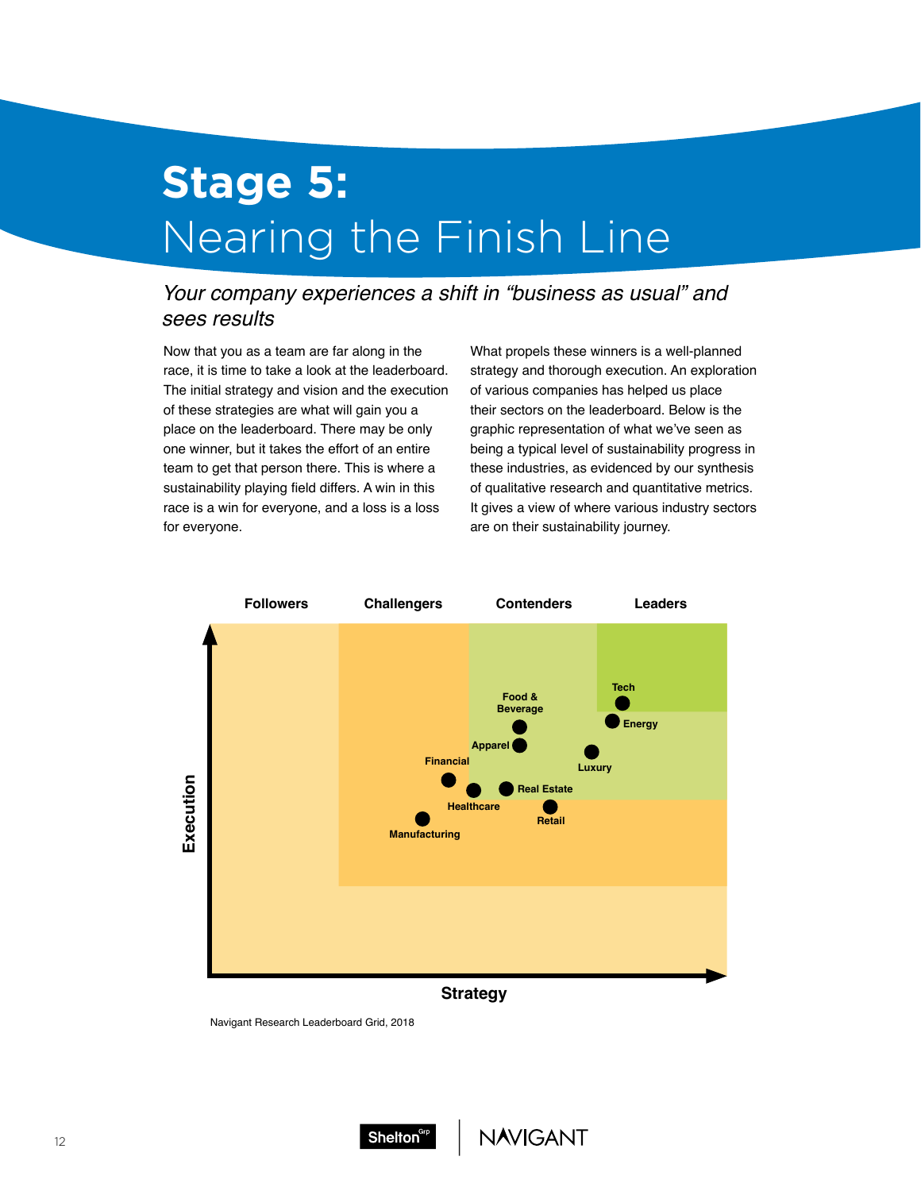# Stage 5:
## Nearing the Finish Line

*Your company experiences a shift in "business as usual" and sees results*

Now that you as a team are far along in the race, it is time to take a look at the leaderboard. The initial strategy and vision and the execution of these strategies are what will gain you a place on the leaderboard. There may be only one winner, but it takes the effort of an entire team to get that person there. This is where a sustainability playing field differs. A win in this race is a win for everyone, and a loss is a loss for everyone.

What propels these winners is a well-planned strategy and thorough execution. An exploration of various companies has helped us place their sectors on the leaderboard. Below is the graphic representation of what we've seen as being a typical level of sustainability progress in these industries, as evidenced by our synthesis of qualitative research and quantitative metrics. It gives a view of where various industry sectors are on their sustainability journey.

Followers | Challengers | Contenders | Leaders

Execution

Tech, Energy, Food & Beverage, Apparel, Luxury, Financial, Real Estate, Healthcare, Retail, Manufacturing

Strategy

Navigant Research Leaderboard Grid, 2018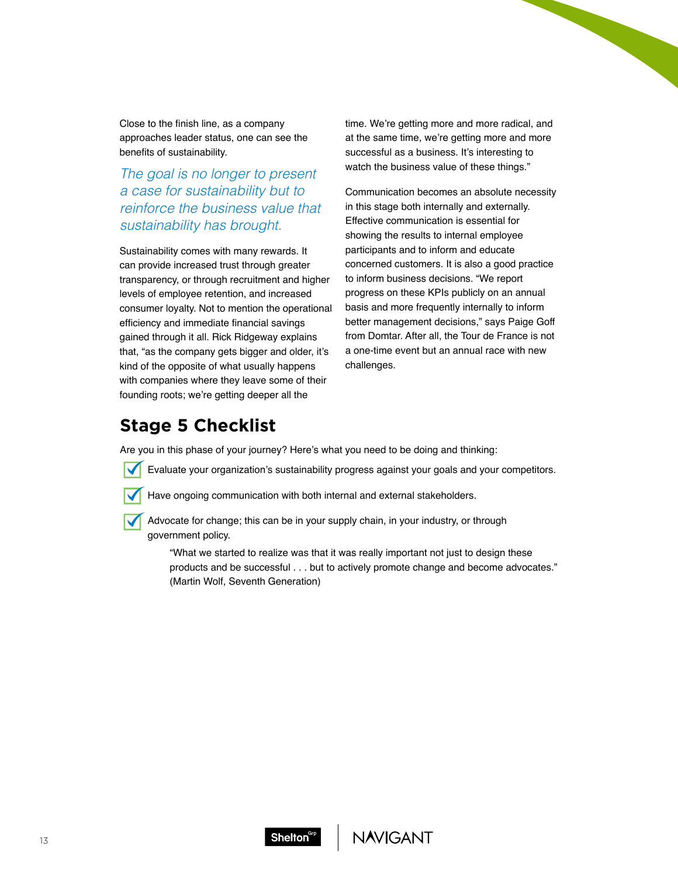Close to the finish line, as a company approaches leader status, one can see the benefits of sustainability.

*The goal is no longer to present a case for sustainability but to reinforce the business value that sustainability has brought.*

Sustainability comes with many rewards. It can provide increased trust through greater transparency, or through recruitment and higher levels of employee retention, and increased consumer loyalty. Not to mention the operational efficiency and immediate financial savings gained through it all. Rick Ridgeway explains that, "as the company gets bigger and older, it's kind of the opposite of what usually happens with companies where they leave some of their founding roots; we're getting deeper all the time. We're getting more and more radical, and at the same time, we're getting more and more successful as a business. It's interesting to watch the business value of these things."

Communication becomes an absolute necessity in this stage both internally and externally. Effective communication is essential for showing the results to internal employee participants and to inform and educate concerned customers. It is also a good practice to inform business decisions. "We report progress on these KPIs publicly on an annual basis and more frequently internally to inform better management decisions," says Paige Goff from Domtar. After all, the Tour de France is not a one-time event but an annual race with new challenges.

## Stage 5 Checklist

Are you in this phase of your journey? Here's what you need to be doing and thinking:

- ☑ Evaluate your organization's sustainability progress against your goals and your competitors.
- ☑ Have ongoing communication with both internal and external stakeholders.
- ☑ Advocate for change; this can be in your supply chain, in your industry, or through government policy.

> "What we started to realize was that it was really important not just to design these products and be successful . . . but to actively promote change and become advocates." (Martin Wolf, Seventh Generation)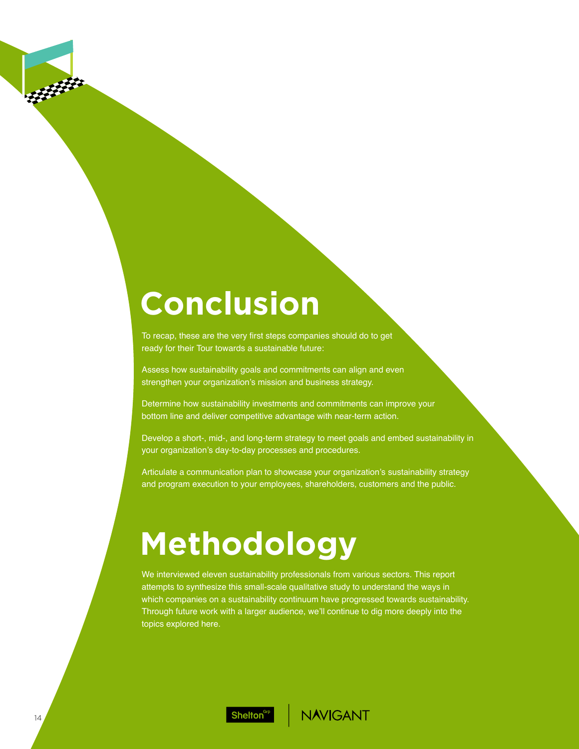# Conclusion

To recap, these are the very first steps companies should do to get ready for their Tour towards a sustainable future:

Assess how sustainability goals and commitments can align and even strengthen your organization's mission and business strategy.

Determine how sustainability investments and commitments can improve your bottom line and deliver competitive advantage with near-term action.

Develop a short-, mid-, and long-term strategy to meet goals and embed sustainability in your organization's day-to-day processes and procedures.

Articulate a communication plan to showcase your organization's sustainability strategy and program execution to your employees, shareholders, customers and the public.

# Methodology

We interviewed eleven sustainability professionals from various sectors. This report attempts to synthesize this small-scale qualitative study to understand the ways in which companies on a sustainability continuum have progressed towards sustainability. Through future work with a larger audience, we'll continue to dig more deeply into the topics explored here.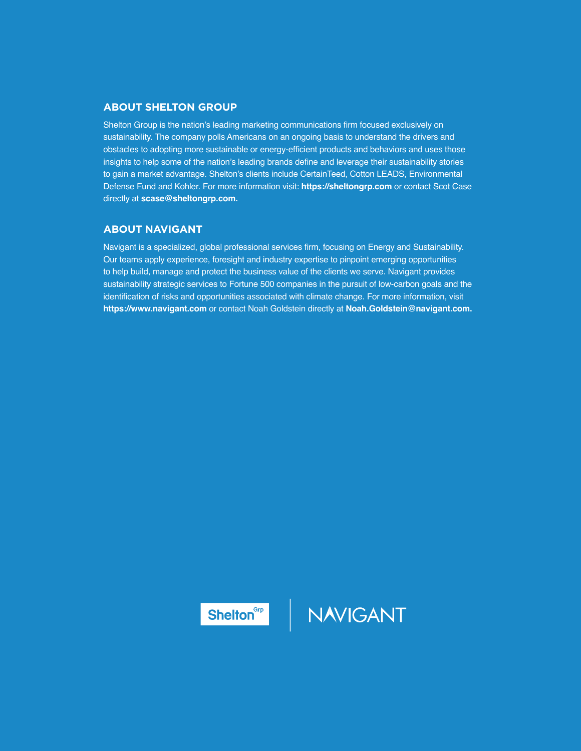## ABOUT SHELTON GROUP

Shelton Group is the nation's leading marketing communications firm focused exclusively on sustainability. The company polls Americans on an ongoing basis to understand the drivers and obstacles to adopting more sustainable or energy-efficient products and behaviors and uses those insights to help some of the nation's leading brands define and leverage their sustainability stories to gain a market advantage. Shelton's clients include CertainTeed, Cotton LEADS, Environmental Defense Fund and Kohler. For more information visit: **https://sheltongrp.com** or contact Scot Case directly at **scase@sheltongrp.com.**

## ABOUT NAVIGANT

Navigant is a specialized, global professional services firm, focusing on Energy and Sustainability. Our teams apply experience, foresight and industry expertise to pinpoint emerging opportunities to help build, manage and protect the business value of the clients we serve. Navigant provides sustainability strategic services to Fortune 500 companies in the pursuit of low-carbon goals and the identification of risks and opportunities associated with climate change. For more information, visit **https://www.navigant.com** or contact Noah Goldstein directly at **Noah.Goldstein@navigant.com.**

SheltonGrp | NAVIGANT